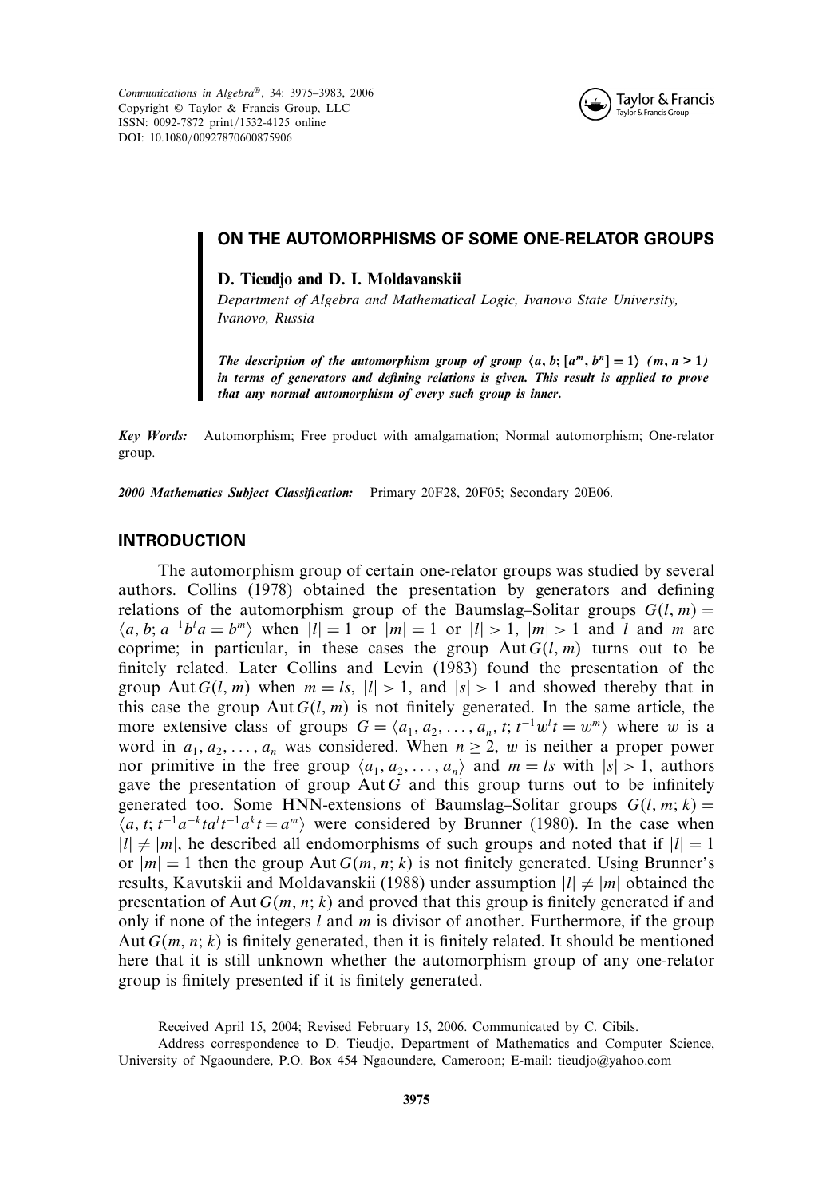# ON THE AUTOMORPHISMS OF SOME ONE-RELATOR GROUPS

**D. Tieudjo and D. I. Moldavanskii**

*Department of Algebra and Mathematical Logic, Ivanovo State University, Ivanovo, Russia*

***The description of the automorphism group of group $\langle a, b; [a^m, b^n] = 1\rangle$ $(m, n > 1)$ in terms of generators and defining relations is given. This result is applied to prove that any normal automorphism of every such group is inner.***

***Key Words:*** Automorphism; Free product with amalgamation; Normal automorphism; One-relator group.

***2000 Mathematics Subject Classification:*** Primary 20F28, 20F05; Secondary 20E06.

## INTRODUCTION

The automorphism group of certain one-relator groups was studied by several authors. Collins (1978) obtained the presentation by generators and defining relations of the automorphism group of the Baumslag–Solitar groups $G(l, m) = \langle a, b; a^{-1}b^l a = b^m\rangle$ when $|l| = 1$ or $|m| = 1$ or $|l| > 1$, $|m| > 1$ and $l$ and $m$ are coprime; in particular, in these cases the group $\operatorname{Aut} G(l, m)$ turns out to be finitely related. Later Collins and Levin (1983) found the presentation of the group $\operatorname{Aut} G(l, m)$ when $m = ls$, $|l| > 1$, and $|s| > 1$ and showed thereby that in this case the group $\operatorname{Aut} G(l, m)$ is not finitely generated. In the same article, the more extensive class of groups $G = \langle a_1, a_2, \ldots, a_n, t; t^{-1}w^l t = w^m\rangle$ where $w$ is a word in $a_1, a_2, \ldots, a_n$ was considered. When $n \geq 2$, $w$ is neither a proper power nor primitive in the free group $\langle a_1, a_2, \ldots, a_n\rangle$ and $m = ls$ with $|s| > 1$, authors gave the presentation of group $\operatorname{Aut} G$ and this group turns out to be infinitely generated too. Some HNN-extensions of Baumslag–Solitar groups $G(l, m; k) = \langle a, t; t^{-1}a^{-k}ta^l t^{-1}a^k t = a^m\rangle$ were considered by Brunner (1980). In the case when $|l| \neq |m|$, he described all endomorphisms of such groups and noted that if $|l| = 1$ or $|m| = 1$ then the group $\operatorname{Aut} G(m, n; k)$ is not finitely generated. Using Brunner's results, Kavutskii and Moldavanskii (1988) under assumption $|l| \neq |m|$ obtained the presentation of $\operatorname{Aut} G(m, n; k)$ and proved that this group is finitely generated if and only if none of the integers $l$ and $m$ is divisor of another. Furthermore, if the group $\operatorname{Aut} G(m, n; k)$ is finitely generated, then it is finitely related. It should be mentioned here that it is still unknown whether the automorphism group of any one-relator group is finitely presented if it is finitely generated.

Received April 15, 2004; Revised February 15, 2006. Communicated by C. Cibils.

Address correspondence to D. Tieudjo, Department of Mathematics and Computer Science, University of Ngaoundere, P.O. Box 454 Ngaoundere, Cameroon; E-mail: tieudjo@yahoo.com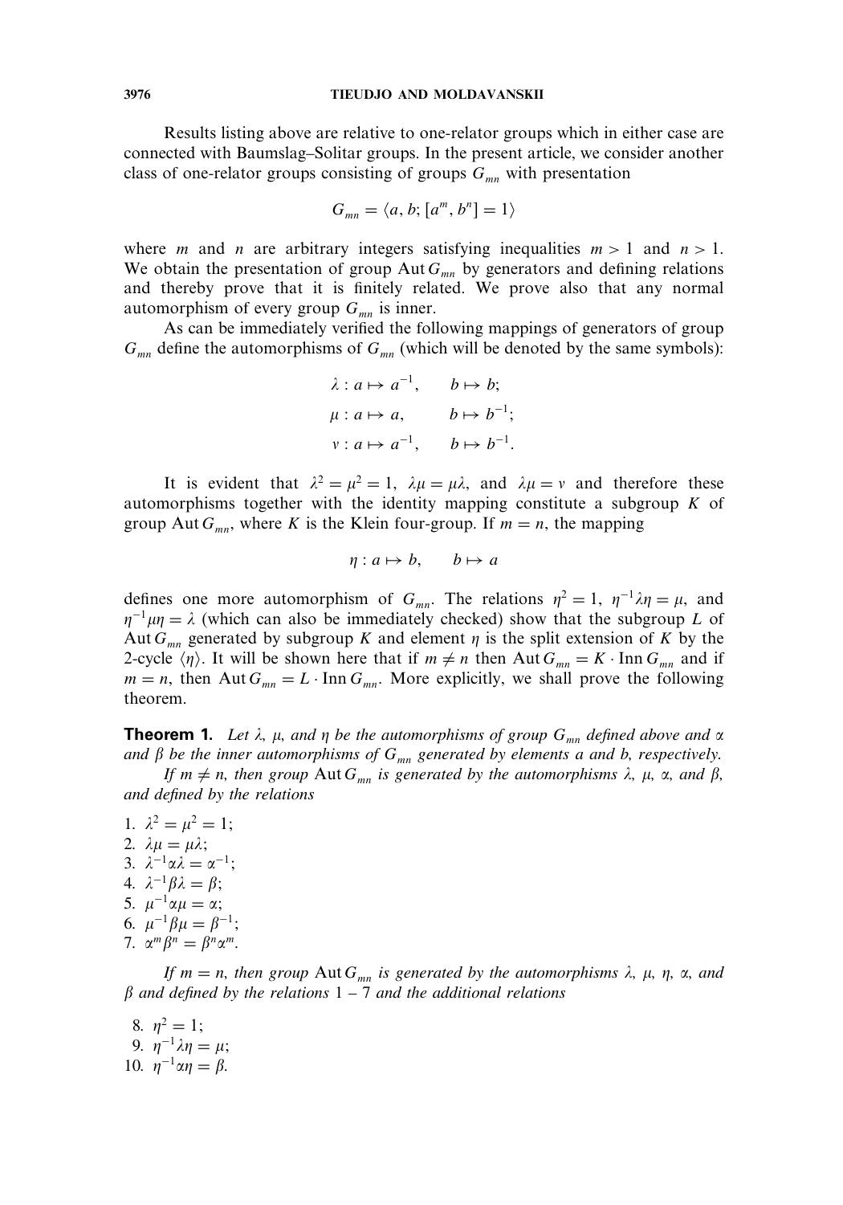Results listing above are relative to one-relator groups which in either case are connected with Baumslag–Solitar groups. In the present article, we consider another class of one-relator groups consisting of groups $G_{mn}$ with presentation

$$G_{mn} = \langle a, b; [a^m, b^n] = 1\rangle$$

where $m$ and $n$ are arbitrary integers satisfying inequalities $m > 1$ and $n > 1$. We obtain the presentation of group $\operatorname{Aut} G_{mn}$ by generators and defining relations and thereby prove that it is finitely related. We prove also that any normal automorphism of every group $G_{mn}$ is inner.

As can be immediately verified the following mappings of generators of group $G_{mn}$ define the automorphisms of $G_{mn}$ (which will be denoted by the same symbols):

$$\lambda : a \mapsto a^{-1}, \qquad b \mapsto b;$$
$$\mu : a \mapsto a, \qquad b \mapsto b^{-1};$$
$$\nu : a \mapsto a^{-1}, \qquad b \mapsto b^{-1}.$$

It is evident that $\lambda^2 = \mu^2 = 1$, $\lambda\mu = \mu\lambda$, and $\lambda\mu = \nu$ and therefore these automorphisms together with the identity mapping constitute a subgroup $K$ of group $\operatorname{Aut} G_{mn}$, where $K$ is the Klein four-group. If $m = n$, the mapping

$$\eta : a \mapsto b, \qquad b \mapsto a$$

defines one more automorphism of $G_{mn}$. The relations $\eta^2 = 1$, $\eta^{-1}\lambda\eta = \mu$, and $\eta^{-1}\mu\eta = \lambda$ (which can also be immediately checked) show that the subgroup $L$ of $\operatorname{Aut} G_{mn}$ generated by subgroup $K$ and element $\eta$ is the split extension of $K$ by the 2-cycle $\langle\eta\rangle$. It will be shown here that if $m \neq n$ then $\operatorname{Aut} G_{mn} = K \cdot \operatorname{Inn} G_{mn}$ and if $m = n$, then $\operatorname{Aut} G_{mn} = L \cdot \operatorname{Inn} G_{mn}$. More explicitly, we shall prove the following theorem.

**Theorem 1.** *Let $\lambda$, $\mu$, and $\eta$ be the automorphisms of group $G_{mn}$ defined above and $\alpha$ and $\beta$ be the inner automorphisms of $G_{mn}$ generated by elements $a$ and $b$, respectively.*

*If $m \neq n$, then group $\operatorname{Aut} G_{mn}$ is generated by the automorphisms $\lambda$, $\mu$, $\alpha$, and $\beta$, and defined by the relations*

1. $\lambda^2 = \mu^2 = 1$;
2. $\lambda\mu = \mu\lambda$;
3. $\lambda^{-1}\alpha\lambda = \alpha^{-1}$;
4. $\lambda^{-1}\beta\lambda = \beta$;
5. $\mu^{-1}\alpha\mu = \alpha$;
6. $\mu^{-1}\beta\mu = \beta^{-1}$;
7. $\alpha^m\beta^n = \beta^n\alpha^m$.

*If $m = n$, then group $\operatorname{Aut} G_{mn}$ is generated by the automorphisms $\lambda$, $\mu$, $\eta$, $\alpha$, and $\beta$ and defined by the relations 1 – 7 and the additional relations*

8. $\eta^2 = 1$;
9. $\eta^{-1}\lambda\eta = \mu$;
10. $\eta^{-1}\alpha\eta = \beta$.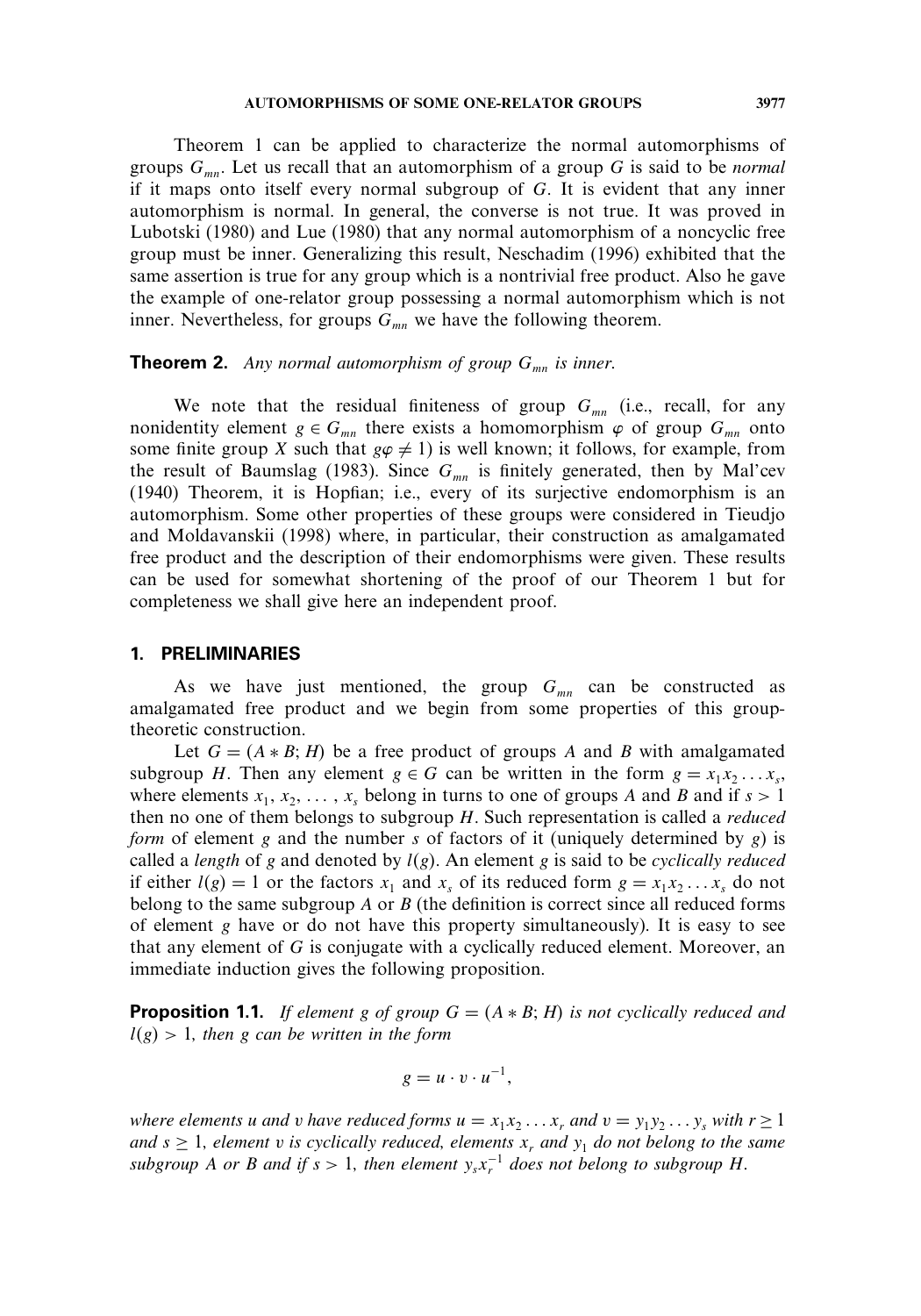Theorem 1 can be applied to characterize the normal automorphisms of groups $G_{mn}$. Let us recall that an automorphism of a group $G$ is said to be *normal* if it maps onto itself every normal subgroup of $G$. It is evident that any inner automorphism is normal. In general, the converse is not true. It was proved in Lubotski (1980) and Lue (1980) that any normal automorphism of a noncyclic free group must be inner. Generalizing this result, Neschadim (1996) exhibited that the same assertion is true for any group which is a nontrivial free product. Also he gave the example of one-relator group possessing a normal automorphism which is not inner. Nevertheless, for groups $G_{mn}$ we have the following theorem.

**Theorem 2.** *Any normal automorphism of group $G_{mn}$ is inner.*

We note that the residual finiteness of group $G_{mn}$ (i.e., recall, for any nonidentity element $g \in G_{mn}$ there exists a homomorphism $\varphi$ of group $G_{mn}$ onto some finite group $X$ such that $g\varphi \neq 1$) is well known; it follows, for example, from the result of Baumslag (1983). Since $G_{mn}$ is finitely generated, then by Mal'cev (1940) Theorem, it is Hopfian; i.e., every of its surjective endomorphism is an automorphism. Some other properties of these groups were considered in Tieudjo and Moldavanskii (1998) where, in particular, their construction as amalgamated free product and the description of their endomorphisms were given. These results can be used for somewhat shortening of the proof of our Theorem 1 but for completeness we shall give here an independent proof.

## 1. PRELIMINARIES

As we have just mentioned, the group $G_{mn}$ can be constructed as amalgamated free product and we begin from some properties of this group-theoretic construction.

Let $G = (A * B; H)$ be a free product of groups $A$ and $B$ with amalgamated subgroup $H$. Then any element $g \in G$ can be written in the form $g = x_1 x_2 \dots x_s$, where elements $x_1, x_2, \dots, x_s$ belong in turns to one of groups $A$ and $B$ and if $s > 1$ then no one of them belongs to subgroup $H$. Such representation is called a *reduced form* of element $g$ and the number $s$ of factors of it (uniquely determined by $g$) is called a *length* of $g$ and denoted by $l(g)$. An element $g$ is said to be *cyclically reduced* if either $l(g) = 1$ or the factors $x_1$ and $x_s$ of its reduced form $g = x_1 x_2 \dots x_s$ do not belong to the same subgroup $A$ or $B$ (the definition is correct since all reduced forms of element $g$ have or do not have this property simultaneously). It is easy to see that any element of $G$ is conjugate with a cyclically reduced element. Moreover, an immediate induction gives the following proposition.

**Proposition 1.1.** *If element $g$ of group $G = (A * B; H)$ is not cyclically reduced and $l(g) > 1$, then $g$ can be written in the form*

$$g = u \cdot v \cdot u^{-1},$$

*where elements $u$ and $v$ have reduced forms $u = x_1 x_2 \dots x_r$ and $v = y_1 y_2 \dots y_s$ with $r \geq 1$ and $s \geq 1$, element $v$ is cyclically reduced, elements $x_r$ and $y_1$ do not belong to the same subgroup $A$ or $B$ and if $s > 1$, then element $y_s x_r^{-1}$ does not belong to subgroup $H$.*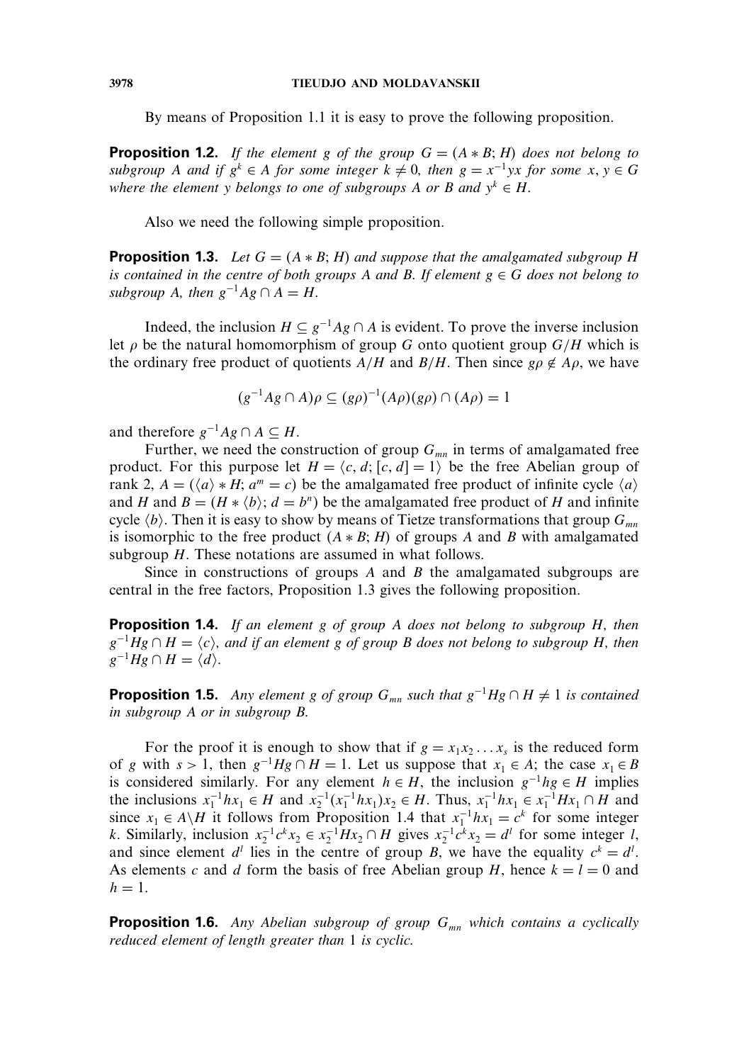By means of Proposition 1.1 it is easy to prove the following proposition.

**Proposition 1.2.** *If the element $g$ of the group $G = (A * B; H)$ does not belong to subgroup $A$ and if $g^k \in A$ for some integer $k \neq 0$, then $g = x^{-1}yx$ for some $x, y \in G$ where the element $y$ belongs to one of subgroups $A$ or $B$ and $y^k \in H$.*

Also we need the following simple proposition.

**Proposition 1.3.** *Let $G = (A * B; H)$ and suppose that the amalgamated subgroup $H$ is contained in the centre of both groups $A$ and $B$. If element $g \in G$ does not belong to subgroup $A$, then $g^{-1}Ag \cap A = H$.*

Indeed, the inclusion $H \subseteq g^{-1}Ag \cap A$ is evident. To prove the inverse inclusion let $\rho$ be the natural homomorphism of group $G$ onto quotient group $G/H$ which is the ordinary free product of quotients $A/H$ and $B/H$. Then since $g\rho \notin A\rho$, we have

$$(g^{-1}Ag \cap A)\rho \subseteq (g\rho)^{-1}(A\rho)(g\rho) \cap (A\rho) = 1$$

and therefore $g^{-1}Ag \cap A \subseteq H$.

Further, we need the construction of group $G_{mn}$ in terms of amalgamated free product. For this purpose let $H = \langle c, d; [c, d] = 1 \rangle$ be the free Abelian group of rank 2, $A = (\langle a \rangle * H; a^m = c)$ be the amalgamated free product of infinite cycle $\langle a \rangle$ and $H$ and $B = (H * \langle b \rangle; d = b^n)$ be the amalgamated free product of $H$ and infinite cycle $\langle b \rangle$. Then it is easy to show by means of Tietze transformations that group $G_{mn}$ is isomorphic to the free product $(A * B; H)$ of groups $A$ and $B$ with amalgamated subgroup $H$. These notations are assumed in what follows.

Since in constructions of groups $A$ and $B$ the amalgamated subgroups are central in the free factors, Proposition 1.3 gives the following proposition.

**Proposition 1.4.** *If an element $g$ of group $A$ does not belong to subgroup $H$, then $g^{-1}Hg \cap H = \langle c \rangle$, and if an element $g$ of group $B$ does not belong to subgroup $H$, then $g^{-1}Hg \cap H = \langle d \rangle$.*

**Proposition 1.5.** *Any element $g$ of group $G_{mn}$ such that $g^{-1}Hg \cap H \neq 1$ is contained in subgroup $A$ or in subgroup $B$.*

For the proof it is enough to show that if $g = x_1x_2 \dots x_s$ is the reduced form of $g$ with $s > 1$, then $g^{-1}Hg \cap H = 1$. Let us suppose that $x_1 \in A$; the case $x_1 \in B$ is considered similarly. For any element $h \in H$, the inclusion $g^{-1}hg \in H$ implies the inclusions $x_1^{-1}hx_1 \in H$ and $x_2^{-1}(x_1^{-1}hx_1)x_2 \in H$. Thus, $x_1^{-1}hx_1 \in x_1^{-1}Hx_1 \cap H$ and since $x_1 \in A \backslash H$ it follows from Proposition 1.4 that $x_1^{-1}hx_1 = c^k$ for some integer $k$. Similarly, inclusion $x_2^{-1}c^kx_2 \in x_2^{-1}Hx_2 \cap H$ gives $x_2^{-1}c^kx_2 = d^l$ for some integer $l$, and since element $d^l$ lies in the centre of group $B$, we have the equality $c^k = d^l$. As elements $c$ and $d$ form the basis of free Abelian group $H$, hence $k = l = 0$ and $h = 1$.

**Proposition 1.6.** *Any Abelian subgroup of group $G_{mn}$ which contains a cyclically reduced element of length greater than 1 is cyclic.*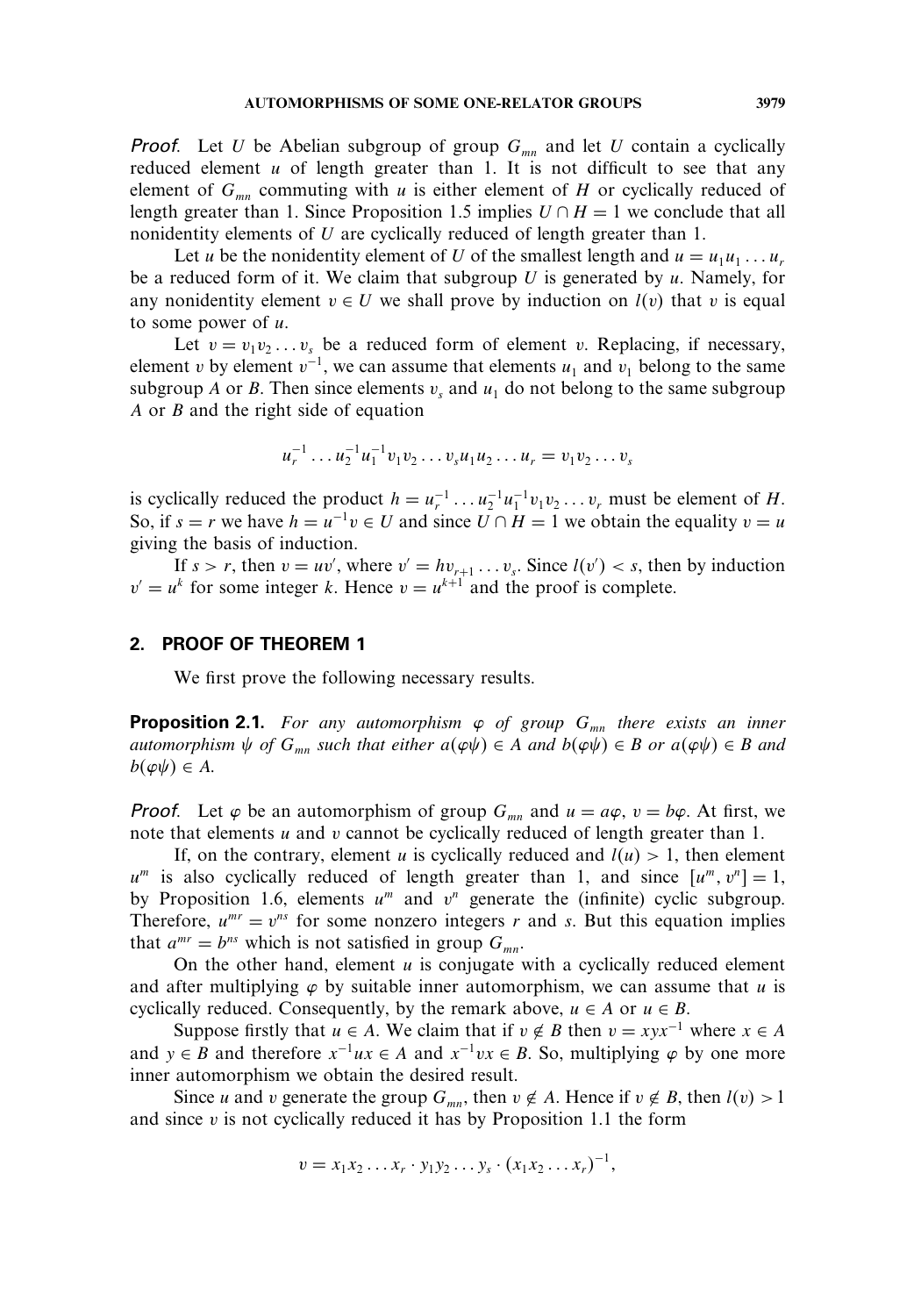*Proof.* Let $U$ be Abelian subgroup of group $G_{mn}$ and let $U$ contain a cyclically reduced element $u$ of length greater than 1. It is not difficult to see that any element of $G_{mn}$ commuting with $u$ is either element of $H$ or cyclically reduced of length greater than 1. Since Proposition 1.5 implies $U \cap H = 1$ we conclude that all nonidentity elements of $U$ are cyclically reduced of length greater than 1.

Let $u$ be the nonidentity element of $U$ of the smallest length and $u = u_1 u_1 \dots u_r$ be a reduced form of it. We claim that subgroup $U$ is generated by $u$. Namely, for any nonidentity element $v \in U$ we shall prove by induction on $l(v)$ that $v$ is equal to some power of $u$.

Let $v = v_1 v_2 \dots v_s$ be a reduced form of element $v$. Replacing, if necessary, element $v$ by element $v^{-1}$, we can assume that elements $u_1$ and $v_1$ belong to the same subgroup $A$ or $B$. Then since elements $v_s$ and $u_1$ do not belong to the same subgroup $A$ or $B$ and the right side of equation

$$u_r^{-1} \dots u_2^{-1} u_1^{-1} v_1 v_2 \dots v_s u_1 u_2 \dots u_r = v_1 v_2 \dots v_s$$

is cyclically reduced the product $h = u_r^{-1} \dots u_2^{-1} u_1^{-1} v_1 v_2 \dots v_r$ must be element of $H$. So, if $s = r$ we have $h = u^{-1} v \in U$ and since $U \cap H = 1$ we obtain the equality $v = u$ giving the basis of induction.

If $s > r$, then $v = uv'$, where $v' = hv_{r+1} \dots v_s$. Since $l(v') < s$, then by induction $v' = u^k$ for some integer $k$. Hence $v = u^{k+1}$ and the proof is complete.

## 2. PROOF OF THEOREM 1

We first prove the following necessary results.

**Proposition 2.1.** *For any automorphism $\varphi$ of group $G_{mn}$ there exists an inner automorphism $\psi$ of $G_{mn}$ such that either $a(\varphi\psi) \in A$ and $b(\varphi\psi) \in B$ or $a(\varphi\psi) \in B$ and $b(\varphi\psi) \in A$.*

*Proof.* Let $\varphi$ be an automorphism of group $G_{mn}$ and $u = a\varphi$, $v = b\varphi$. At first, we note that elements $u$ and $v$ cannot be cyclically reduced of length greater than 1.

If, on the contrary, element $u$ is cyclically reduced and $l(u) > 1$, then element $u^m$ is also cyclically reduced of length greater than 1, and since $[u^m, v^n] = 1$, by Proposition 1.6, elements $u^m$ and $v^n$ generate the (infinite) cyclic subgroup. Therefore, $u^{mr} = v^{ns}$ for some nonzero integers $r$ and $s$. But this equation implies that $a^{mr} = b^{ns}$ which is not satisfied in group $G_{mn}$.

On the other hand, element $u$ is conjugate with a cyclically reduced element and after multiplying $\varphi$ by suitable inner automorphism, we can assume that $u$ is cyclically reduced. Consequently, by the remark above, $u \in A$ or $u \in B$.

Suppose firstly that $u \in A$. We claim that if $v \notin B$ then $v = xyx^{-1}$ where $x \in A$ and $y \in B$ and therefore $x^{-1}ux \in A$ and $x^{-1}vx \in B$. So, multiplying $\varphi$ by one more inner automorphism we obtain the desired result.

Since $u$ and $v$ generate the group $G_{mn}$, then $v \notin A$. Hence if $v \notin B$, then $l(v) > 1$ and since $v$ is not cyclically reduced it has by Proposition 1.1 the form

$$v = x_1 x_2 \dots x_r \cdot y_1 y_2 \dots y_s \cdot (x_1 x_2 \dots x_r)^{-1},$$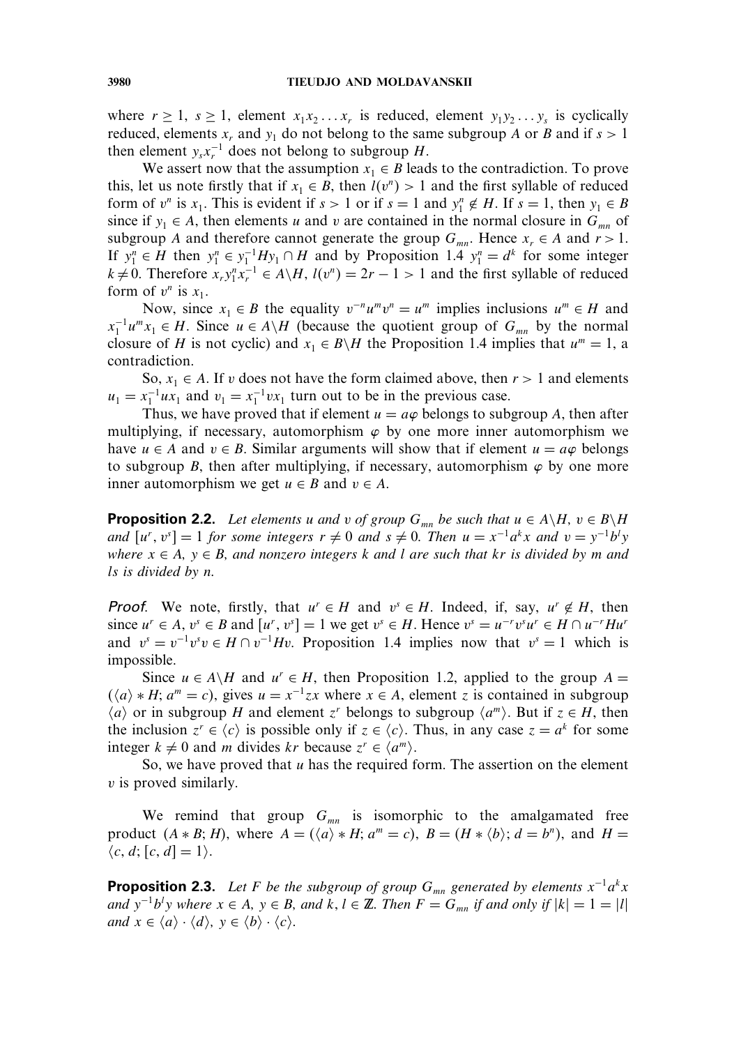where $r \geq 1$, $s \geq 1$, element $x_1 x_2 \ldots x_r$ is reduced, element $y_1 y_2 \ldots y_s$ is cyclically reduced, elements $x_r$ and $y_1$ do not belong to the same subgroup $A$ or $B$ and if $s > 1$ then element $y_s x_r^{-1}$ does not belong to subgroup $H$.

We assert now that the assumption $x_1 \in B$ leads to the contradiction. To prove this, let us note firstly that if $x_1 \in B$, then $l(v^n) > 1$ and the first syllable of reduced form of $v^n$ is $x_1$. This is evident if $s > 1$ or if $s = 1$ and $y_1^n \notin H$. If $s = 1$, then $y_1 \in B$ since if $y_1 \in A$, then elements $u$ and $v$ are contained in the normal closure in $G_{mn}$ of subgroup $A$ and therefore cannot generate the group $G_{mn}$. Hence $x_r \in A$ and $r > 1$. If $y_1^n \in H$ then $y_1^n \in y_1^{-1} H y_1 \cap H$ and by Proposition 1.4 $y_1^n = d^k$ for some integer $k \neq 0$. Therefore $x_r y_1^n x_r^{-1} \in A \backslash H$, $l(v^n) = 2r - 1 > 1$ and the first syllable of reduced form of $v^n$ is $x_1$.

Now, since $x_1 \in B$ the equality $v^{-n} u^m v^n = u^m$ implies inclusions $u^m \in H$ and $x_1^{-1} u^m x_1 \in H$. Since $u \in A \backslash H$ (because the quotient group of $G_{mn}$ by the normal closure of $H$ is not cyclic) and $x_1 \in B \backslash H$ the Proposition 1.4 implies that $u^m = 1$, a contradiction.

So, $x_1 \in A$. If $v$ does not have the form claimed above, then $r > 1$ and elements $u_1 = x_1^{-1} u x_1$ and $v_1 = x_1^{-1} v x_1$ turn out to be in the previous case.

Thus, we have proved that if element $u = a\varphi$ belongs to subgroup $A$, then after multiplying, if necessary, automorphism $\varphi$ by one more inner automorphism we have $u \in A$ and $v \in B$. Similar arguments will show that if element $u = a\varphi$ belongs to subgroup $B$, then after multiplying, if necessary, automorphism $\varphi$ by one more inner automorphism we get $u \in B$ and $v \in A$.

**Proposition 2.2.** *Let elements $u$ and $v$ of group $G_{mn}$ be such that $u \in A \backslash H$, $v \in B \backslash H$ and $[u^r, v^s] = 1$ for some integers $r \neq 0$ and $s \neq 0$. Then $u = x^{-1} a^k x$ and $v = y^{-1} b^l y$ where $x \in A$, $y \in B$, and nonzero integers $k$ and $l$ are such that $kr$ is divided by $m$ and $ls$ is divided by $n$.*

*Proof.* We note, firstly, that $u^r \in H$ and $v^s \in H$. Indeed, if, say, $u^r \notin H$, then since $u^r \in A$, $v^s \in B$ and $[u^r, v^s] = 1$ we get $v^s \in H$. Hence $v^s = u^{-r} v^s u^r \in H \cap u^{-r} H u^r$ and $v^s = v^{-1} v^s v \in H \cap v^{-1} H v$. Proposition 1.4 implies now that $v^s = 1$ which is impossible.

Since $u \in A \backslash H$ and $u^r \in H$, then Proposition 1.2, applied to the group $A = (\langle a \rangle * H; a^m = c)$, gives $u = x^{-1} z x$ where $x \in A$, element $z$ is contained in subgroup $\langle a \rangle$ or in subgroup $H$ and element $z^r$ belongs to subgroup $\langle a^m \rangle$. But if $z \in H$, then the inclusion $z^r \in \langle c \rangle$ is possible only if $z \in \langle c \rangle$. Thus, in any case $z = a^k$ for some integer $k \neq 0$ and $m$ divides $kr$ because $z^r \in \langle a^m \rangle$.

So, we have proved that $u$ has the required form. The assertion on the element $v$ is proved similarly.

We remind that group $G_{mn}$ is isomorphic to the amalgamated free product $(A * B; H)$, where $A = (\langle a \rangle * H; a^m = c)$, $B = (H * \langle b \rangle; d = b^n)$, and $H = \langle c, d; [c, d] = 1 \rangle$.

**Proposition 2.3.** *Let $F$ be the subgroup of group $G_{mn}$ generated by elements $x^{-1} a^k x$ and $y^{-1} b^l y$ where $x \in A$, $y \in B$, and $k, l \in \mathbb{Z}$. Then $F = G_{mn}$ if and only if $|k| = 1 = |l|$ and $x \in \langle a \rangle \cdot \langle d \rangle$, $y \in \langle b \rangle \cdot \langle c \rangle$.*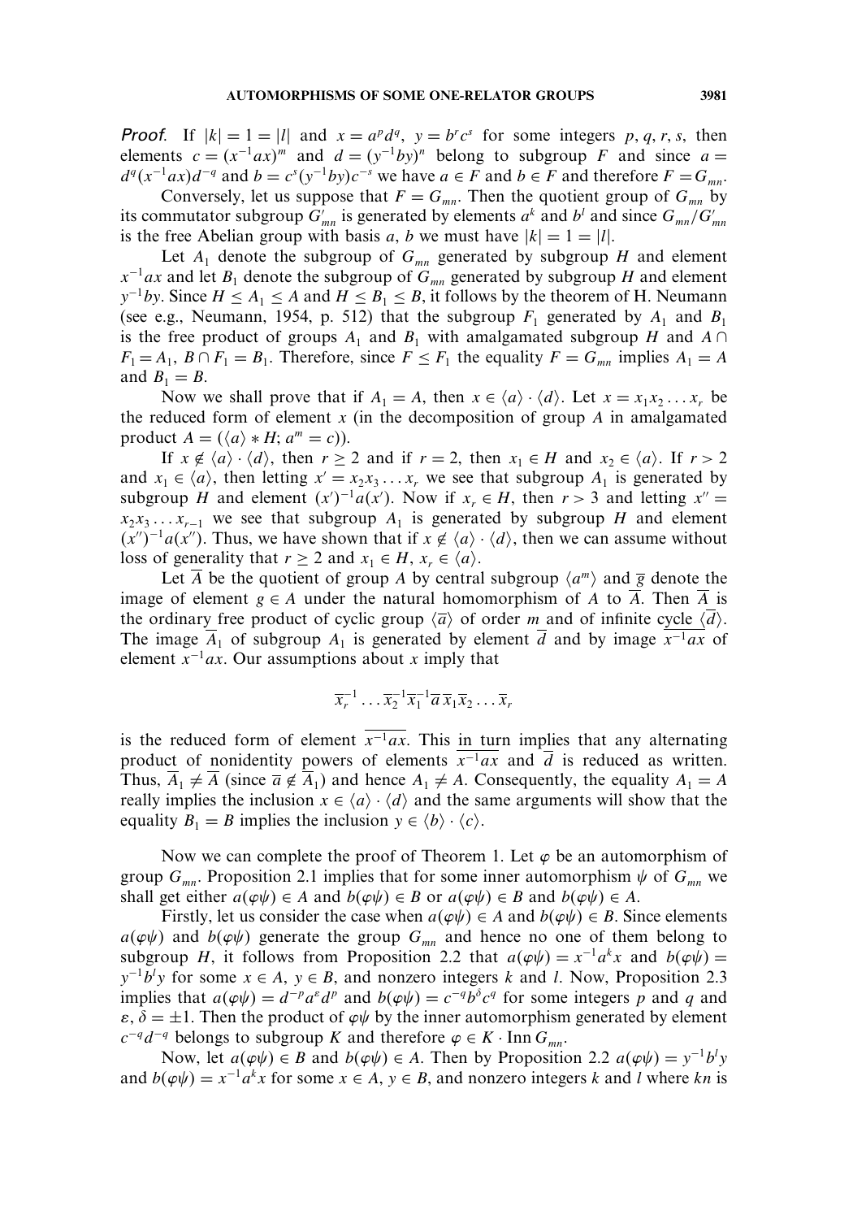*Proof.* If $|k| = 1 = |l|$ and $x = a^p d^q$, $y = b^r c^s$ for some integers $p, q, r, s$, then elements $c = (x^{-1}ax)^m$ and $d = (y^{-1}by)^n$ belong to subgroup $F$ and since $a = d^q(x^{-1}ax)d^{-q}$ and $b = c^s(y^{-1}by)c^{-s}$ we have $a \in F$ and $b \in F$ and therefore $F = G_{mn}$.

Conversely, let us suppose that $F = G_{mn}$. Then the quotient group of $G_{mn}$ by its commutator subgroup $G'_{mn}$ is generated by elements $a^k$ and $b^l$ and since $G_{mn}/G'_{mn}$ is the free Abelian group with basis $a$, $b$ we must have $|k| = 1 = |l|$.

Let $A_1$ denote the subgroup of $G_{mn}$ generated by subgroup $H$ and element $x^{-1}ax$ and let $B_1$ denote the subgroup of $G_{mn}$ generated by subgroup $H$ and element $y^{-1}by$. Since $H \le A_1 \le A$ and $H \le B_1 \le B$, it follows by the theorem of H. Neumann (see e.g., Neumann, 1954, p. 512) that the subgroup $F_1$ generated by $A_1$ and $B_1$ is the free product of groups $A_1$ and $B_1$ with amalgamated subgroup $H$ and $A \cap F_1 = A_1$, $B \cap F_1 = B_1$. Therefore, since $F \le F_1$ the equality $F = G_{mn}$ implies $A_1 = A$ and $B_1 = B$.

Now we shall prove that if $A_1 = A$, then $x \in \langle a \rangle \cdot \langle d \rangle$. Let $x = x_1 x_2 \dots x_r$ be the reduced form of element $x$ (in the decomposition of group $A$ in amalgamated product $A = (\langle a \rangle * H;\, a^m = c)$).

If $x \notin \langle a \rangle \cdot \langle d \rangle$, then $r \ge 2$ and if $r = 2$, then $x_1 \in H$ and $x_2 \in \langle a \rangle$. If $r > 2$ and $x_1 \in \langle a \rangle$, then letting $x' = x_2 x_3 \dots x_r$ we see that subgroup $A_1$ is generated by subgroup $H$ and element $(x')^{-1}a(x')$. Now if $x_r \in H$, then $r > 3$ and letting $x'' = x_2 x_3 \dots x_{r-1}$ we see that subgroup $A_1$ is generated by subgroup $H$ and element $(x'')^{-1}a(x'')$. Thus, we have shown that if $x \notin \langle a \rangle \cdot \langle d \rangle$, then we can assume without loss of generality that $r \ge 2$ and $x_1 \in H$, $x_r \in \langle a \rangle$.

Let $\overline{A}$ be the quotient of group $A$ by central subgroup $\langle a^m \rangle$ and $\overline{g}$ denote the image of element $g \in A$ under the natural homomorphism of $A$ to $\overline{A}$. Then $\overline{A}$ is the ordinary free product of cyclic group $\langle \overline{a} \rangle$ of order $m$ and of infinite cycle $\langle \overline{d} \rangle$. The image $\overline{A}_1$ of subgroup $A_1$ is generated by element $\overline{d}$ and by image $\overline{x^{-1}ax}$ of element $x^{-1}ax$. Our assumptions about $x$ imply that

$$\overline{x}_r^{-1} \dots \overline{x}_2^{-1} \overline{x}_1^{-1} \overline{a}\, \overline{x}_1 \overline{x}_2 \dots \overline{x}_r$$

is the reduced form of element $\overline{x^{-1}ax}$. This in turn implies that any alternating product of nonidentity powers of elements $\overline{x^{-1}ax}$ and $\overline{d}$ is reduced as written. Thus, $\overline{A}_1 \ne \overline{A}$ (since $\overline{a} \notin \overline{A}_1$) and hence $A_1 \ne A$. Consequently, the equality $A_1 = A$ really implies the inclusion $x \in \langle a \rangle \cdot \langle d \rangle$ and the same arguments will show that the equality $B_1 = B$ implies the inclusion $y \in \langle b \rangle \cdot \langle c \rangle$.

Now we can complete the proof of Theorem 1. Let $\varphi$ be an automorphism of group $G_{mn}$. Proposition 2.1 implies that for some inner automorphism $\psi$ of $G_{mn}$ we shall get either $a(\varphi\psi) \in A$ and $b(\varphi\psi) \in B$ or $a(\varphi\psi) \in B$ and $b(\varphi\psi) \in A$.

Firstly, let us consider the case when $a(\varphi\psi) \in A$ and $b(\varphi\psi) \in B$. Since elements $a(\varphi\psi)$ and $b(\varphi\psi)$ generate the group $G_{mn}$ and hence no one of them belong to subgroup $H$, it follows from Proposition 2.2 that $a(\varphi\psi) = x^{-1}a^k x$ and $b(\varphi\psi) = y^{-1}b^l y$ for some $x \in A$, $y \in B$, and nonzero integers $k$ and $l$. Now, Proposition 2.3 implies that $a(\varphi\psi) = d^{-p}a^{\varepsilon}d^p$ and $b(\varphi\psi) = c^{-q}b^{\delta}c^q$ for some integers $p$ and $q$ and $\varepsilon, \delta = \pm 1$. Then the product of $\varphi\psi$ by the inner automorphism generated by element $c^{-q}d^{-q}$ belongs to subgroup $K$ and therefore $\varphi \in K \cdot \operatorname{Inn} G_{mn}$.

Now, let $a(\varphi\psi) \in B$ and $b(\varphi\psi) \in A$. Then by Proposition 2.2 $a(\varphi\psi) = y^{-1}b^l y$ and $b(\varphi\psi) = x^{-1}a^k x$ for some $x \in A$, $y \in B$, and nonzero integers $k$ and $l$ where $kn$ is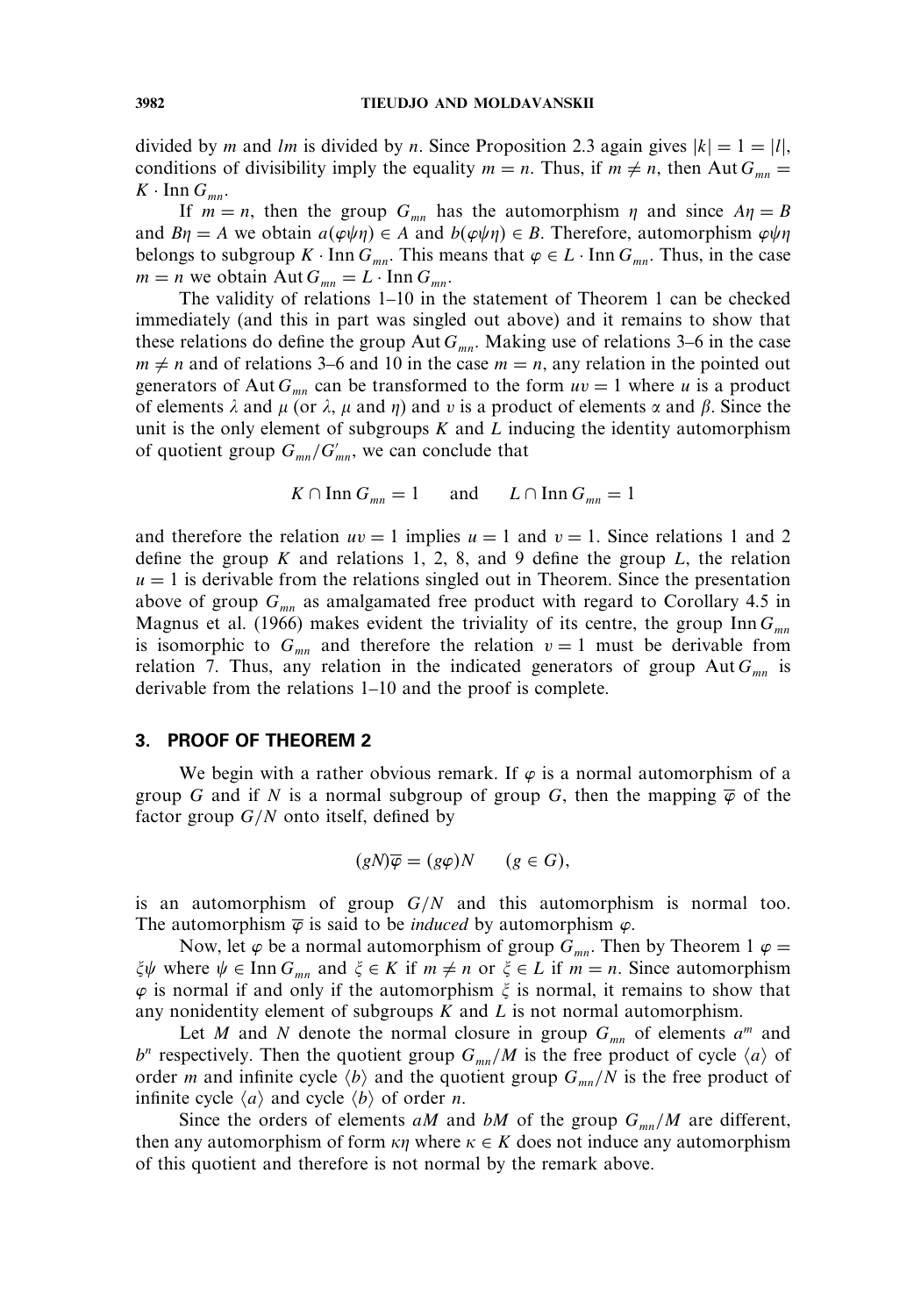divided by $m$ and $lm$ is divided by $n$. Since Proposition 2.3 again gives $|k| = 1 = |l|$, conditions of divisibility imply the equality $m = n$. Thus, if $m \neq n$, then $\operatorname{Aut} G_{mn} = K \cdot \operatorname{Inn} G_{mn}$.

If $m = n$, then the group $G_{mn}$ has the automorphism $\eta$ and since $A\eta = B$ and $B\eta = A$ we obtain $a(\varphi\psi\eta) \in A$ and $b(\varphi\psi\eta) \in B$. Therefore, automorphism $\varphi\psi\eta$ belongs to subgroup $K \cdot \operatorname{Inn} G_{mn}$. This means that $\varphi \in L \cdot \operatorname{Inn} G_{mn}$. Thus, in the case $m = n$ we obtain $\operatorname{Aut} G_{mn} = L \cdot \operatorname{Inn} G_{mn}$.

The validity of relations 1–10 in the statement of Theorem 1 can be checked immediately (and this in part was singled out above) and it remains to show that these relations do define the group $\operatorname{Aut} G_{mn}$. Making use of relations 3–6 in the case $m \neq n$ and of relations 3–6 and 10 in the case $m = n$, any relation in the pointed out generators of $\operatorname{Aut} G_{mn}$ can be transformed to the form $uv = 1$ where $u$ is a product of elements $\lambda$ and $\mu$ (or $\lambda$, $\mu$ and $\eta$) and $v$ is a product of elements $\alpha$ and $\beta$. Since the unit is the only element of subgroups $K$ and $L$ inducing the identity automorphism of quotient group $G_{mn}/G'_{mn}$, we can conclude that

$$K \cap \operatorname{Inn} G_{mn} = 1 \qquad \text{and} \qquad L \cap \operatorname{Inn} G_{mn} = 1$$

and therefore the relation $uv = 1$ implies $u = 1$ and $v = 1$. Since relations 1 and 2 define the group $K$ and relations 1, 2, 8, and 9 define the group $L$, the relation $u = 1$ is derivable from the relations singled out in Theorem. Since the presentation above of group $G_{mn}$ as amalgamated free product with regard to Corollary 4.5 in Magnus et al. (1966) makes evident the triviality of its centre, the group $\operatorname{Inn} G_{mn}$ is isomorphic to $G_{mn}$ and therefore the relation $v = 1$ must be derivable from relation 7. Thus, any relation in the indicated generators of group $\operatorname{Aut} G_{mn}$ is derivable from the relations 1–10 and the proof is complete.

## 3. PROOF OF THEOREM 2

We begin with a rather obvious remark. If $\varphi$ is a normal automorphism of a group $G$ and if $N$ is a normal subgroup of group $G$, then the mapping $\overline{\varphi}$ of the factor group $G/N$ onto itself, defined by

$$(gN)\overline{\varphi} = (g\varphi)N \qquad (g \in G),$$

is an automorphism of group $G/N$ and this automorphism is normal too. The automorphism $\overline{\varphi}$ is said to be *induced* by automorphism $\varphi$.

Now, let $\varphi$ be a normal automorphism of group $G_{mn}$. Then by Theorem 1 $\varphi = \xi\psi$ where $\psi \in \operatorname{Inn} G_{mn}$ and $\xi \in K$ if $m \neq n$ or $\xi \in L$ if $m = n$. Since automorphism $\varphi$ is normal if and only if the automorphism $\xi$ is normal, it remains to show that any nonidentity element of subgroups $K$ and $L$ is not normal automorphism.

Let $M$ and $N$ denote the normal closure in group $G_{mn}$ of elements $a^m$ and $b^n$ respectively. Then the quotient group $G_{mn}/M$ is the free product of cycle $\langle a \rangle$ of order $m$ and infinite cycle $\langle b \rangle$ and the quotient group $G_{mn}/N$ is the free product of infinite cycle $\langle a \rangle$ and cycle $\langle b \rangle$ of order $n$.

Since the orders of elements $aM$ and $bM$ of the group $G_{mn}/M$ are different, then any automorphism of form $\kappa\eta$ where $\kappa \in K$ does not induce any automorphism of this quotient and therefore is not normal by the remark above.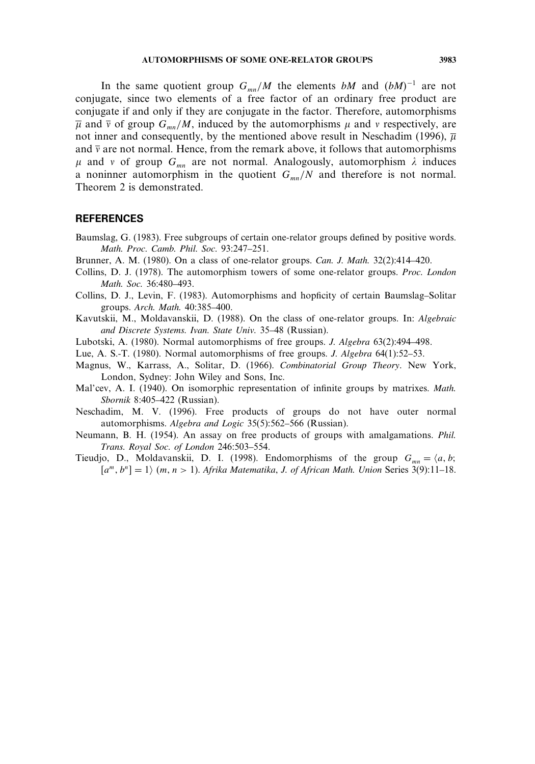In the same quotient group $G_{mn}/M$ the elements $bM$ and $(bM)^{-1}$ are not conjugate, since two elements of a free factor of an ordinary free product are conjugate if and only if they are conjugate in the factor. Therefore, automorphisms $\overline{\mu}$ and $\overline{\nu}$ of group $G_{mn}/M$, induced by the automorphisms $\mu$ and $\nu$ respectively, are not inner and consequently, by the mentioned above result in Neschadim (1996), $\overline{\mu}$ and $\overline{\nu}$ are not normal. Hence, from the remark above, it follows that automorphisms $\mu$ and $\nu$ of group $G_{mn}$ are not normal. Analogously, automorphism $\lambda$ induces a noninner automorphism in the quotient $G_{mn}/N$ and therefore is not normal. Theorem 2 is demonstrated.

## REFERENCES

Baumslag, G. (1983). Free subgroups of certain one-relator groups defined by positive words. *Math. Proc. Camb. Phil. Soc.* 93:247–251.

Brunner, A. M. (1980). On a class of one-relator groups. *Can. J. Math.* 32(2):414–420.

Collins, D. J. (1978). The automorphism towers of some one-relator groups. *Proc. London Math. Soc.* 36:480–493.

Collins, D. J., Levin, F. (1983). Automorphisms and hopficity of certain Baumslag–Solitar groups. *Arch. Math.* 40:385–400.

Kavutskii, M., Moldavanski, D. (1988). On the class of one-relator groups. In: *Algebraic and Discrete Systems. Ivan. State Univ.* 35–48 (Russian).

Lubotski, A. (1980). Normal automorphisms of free groups. *J. Algebra* 63(2):494–498.

Lue, A. S.-T. (1980). Normal automorphisms of free groups. *J. Algebra* 64(1):52–53.

Magnus, W., Karrass, A., Solitar, D. (1966). *Combinatorial Group Theory*. New York, London, Sydney: John Wiley and Sons, Inc.

Mal'cev, A. I. (1940). On isomorphic representation of infinite groups by matrixes. *Math. Sbornik* 8:405–422 (Russian).

Neschadim, M. V. (1996). Free products of groups do not have outer normal automorphisms. *Algebra and Logic* 35(5):562–566 (Russian).

Neumann, B. H. (1954). An assay on free products of groups with amalgamations. *Phil. Trans. Royal Soc. of London* 246:503–554.

Tieudjo, D., Moldavanskii, D. I. (1998). Endomorphisms of the group $G_{mn} = \langle a, b;\ [a^m, b^n] = 1 \rangle$ $(m, n > 1)$. *Afrika Matematika, J. of African Math. Union* Series 3(9):11–18.